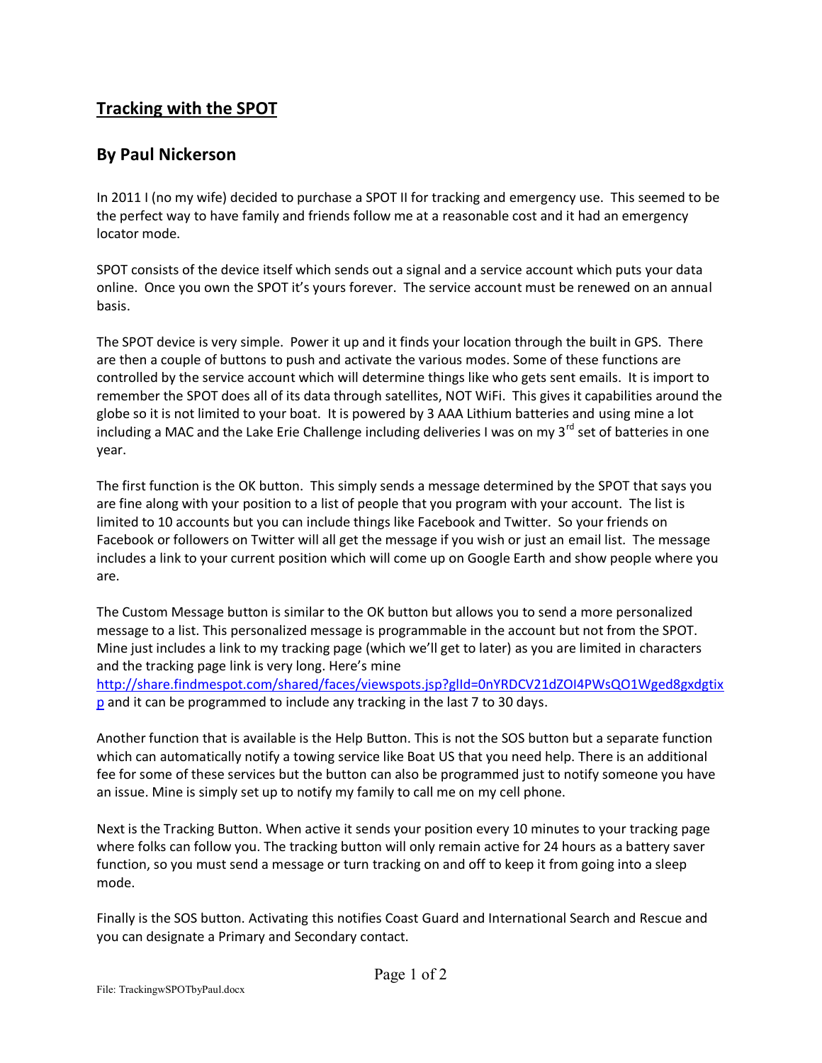# Tracking with the SPOT

## By Paul Nickerson

In 2011 I (no my wife) decided to purchase a SPOT II for tracking and emergency use. This seemed to be the perfect way to have family and friends follow me at a reasonable cost and it had an emergency locator mode.

SPOT consists of the device itself which sends out a signal and a service account which puts your data online. Once you own the SPOT it's yours forever. The service account must be renewed on an annual basis.

The SPOT device is very simple. Power it up and it finds your location through the built in GPS. There are then a couple of buttons to push and activate the various modes. Some of these functions are controlled by the service account which will determine things like who gets sent emails. It is import to remember the SPOT does all of its data through satellites, NOT WiFi. This gives it capabilities around the globe so it is not limited to your boat. It is powered by 3 AAA Lithium batteries and using mine a lot including a MAC and the Lake Erie Challenge including deliveries I was on my 3rd set of batteries in one year.

The first function is the OK button. This simply sends a message determined by the SPOT that says you are fine along with your position to a list of people that you program with your account. The list is limited to 10 accounts but you can include things like Facebook and Twitter. So your friends on Facebook or followers on Twitter will all get the message if you wish or just an email list. The message includes a link to your current position which will come up on Google Earth and show people where you are.

The Custom Message button is similar to the OK button but allows you to send a more personalized message to a list. This personalized message is programmable in the account but not from the SPOT. Mine just includes a link to my tracking page (which we'll get to later) as you are limited in characters and the tracking page link is very long. Here's mine [http://share.findmespot.com/shared/faces/viewspots.jsp?glId=0nYRDCV21dZOI4PWsQO1Wged8gxdgtixp](http://share.findmespot.com/shared/faces/viewspots.jsp?glId=0nYRDCV21dZOI4PWsQO1Wged8gxdgtixp) and it can be programmed to include any tracking in the last 7 to 30 days.

Another function that is available is the Help Button. This is not the SOS button but a separate function which can automatically notify a towing service like Boat US that you need help. There is an additional fee for some of these services but the button can also be programmed just to notify someone you have an issue. Mine is simply set up to notify my family to call me on my cell phone.

Next is the Tracking Button. When active it sends your position every 10 minutes to your tracking page where folks can follow you. The tracking button will only remain active for 24 hours as a battery saver function, so you must send a message or turn tracking on and off to keep it from going into a sleep mode.

Finally is the SOS button. Activating this notifies Coast Guard and International Search and Rescue and you can designate a Primary and Secondary contact.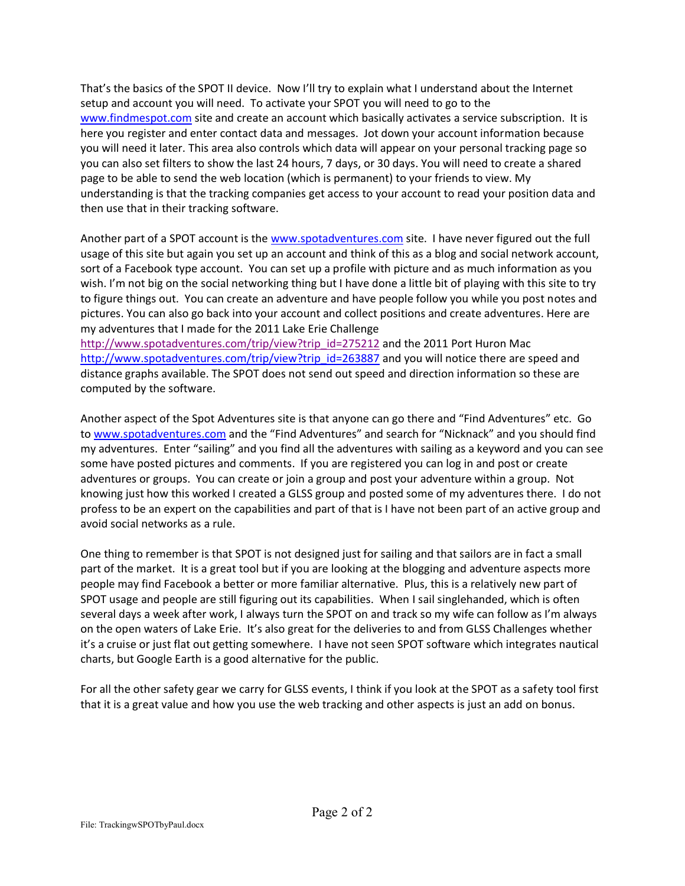That's the basics of the SPOT II device. Now I'll try to explain what I understand about the Internet setup and account you will need. To activate your SPOT you will need to go to the www.findmespot.com site and create an account which basically activates a service subscription. It is here you register and enter contact data and messages. Jot down your account information because you will need it later. This area also controls which data will appear on your personal tracking page so you can also set filters to show the last 24 hours, 7 days, or 30 days. You will need to create a shared page to be able to send the web location (which is permanent) to your friends to view. My understanding is that the tracking companies get access to your account to read your position data and then use that in their tracking software.

Another part of a SPOT account is the www.spotadventures.com site. I have never figured out the full usage of this site but again you set up an account and think of this as a blog and social network account, sort of a Facebook type account. You can set up a profile with picture and as much information as you wish. I'm not big on the social networking thing but I have done a little bit of playing with this site to try to figure things out. You can create an adventure and have people follow you while you post notes and pictures. You can also go back into your account and collect positions and create adventures. Here are my adventures that I made for the 2011 Lake Erie Challenge http://www.spotadventures.com/trip/view?trip_id=275212 and the 2011 Port Huron Mac http://www.spotadventures.com/trip/view?trip_id=263887 and you will notice there are speed and distance graphs available. The SPOT does not send out speed and direction information so these are computed by the software.

Another aspect of the Spot Adventures site is that anyone can go there and "Find Adventures" etc. Go to www.spotadventures.com and the "Find Adventures" and search for "Nicknack" and you should find my adventures. Enter "sailing" and you find all the adventures with sailing as a keyword and you can see some have posted pictures and comments. If you are registered you can log in and post or create adventures or groups. You can create or join a group and post your adventure within a group. Not knowing just how this worked I created a GLSS group and posted some of my adventures there. I do not profess to be an expert on the capabilities and part of that is I have not been part of an active group and avoid social networks as a rule.

One thing to remember is that SPOT is not designed just for sailing and that sailors are in fact a small part of the market. It is a great tool but if you are looking at the blogging and adventure aspects more people may find Facebook a better or more familiar alternative. Plus, this is a relatively new part of SPOT usage and people are still figuring out its capabilities. When I sail singlehanded, which is often several days a week after work, I always turn the SPOT on and track so my wife can follow as I'm always on the open waters of Lake Erie. It's also great for the deliveries to and from GLSS Challenges whether it's a cruise or just flat out getting somewhere. I have not seen SPOT software which integrates nautical charts, but Google Earth is a good alternative for the public.

For all the other safety gear we carry for GLSS events, I think if you look at the SPOT as a safety tool first that it is a great value and how you use the web tracking and other aspects is just an add on bonus.

File: TrackingwSPOTbyPaul.docx